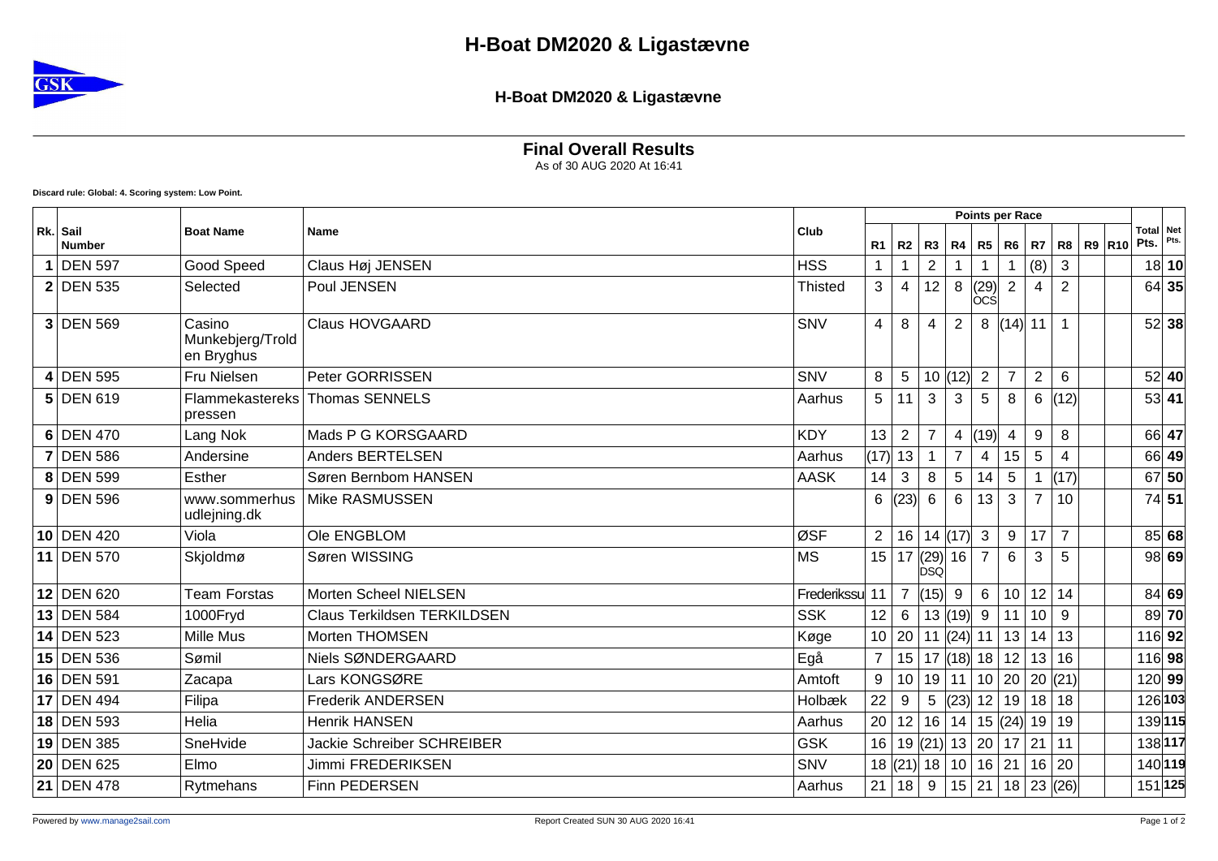# H-Boat DM2020 & Ligastævne

## H-Boat DM2020 & Ligastævne

### Final Overall Results

As of 30 AUG 2020 At 16:41

**Discard rule: Global: 4. Scoring system: Low Point.**

| Rk. | Sail Number | Boat Name | Name | Club | R1 | R2 | R3 | R4 | R5 | R6 | R7 | R8 | R9 | R10 | Total Pts. | Net Pts. |
|---|---|---|---|---|---|---|---|---|---|---|---|---|---|---|---|---|
| 1 | DEN 597 | Good Speed | Claus Høj JENSEN | HSS | 1 | 1 | 2 | 1 | 1 | 1 | (8) | 3 | | | 18 | **10** |
| 2 | DEN 535 | Selected | Poul JENSEN | Thisted | 3 | 4 | 12 | 8 | (29) OCS | 2 | 4 | 2 | | | 64 | **35** |
| 3 | DEN 569 | Casino Munkebjerg/Trold en Bryghus | Claus HOVGAARD | SNV | 4 | 8 | 4 | 2 | 8 | (14) | 11 | 1 | | | 52 | **38** |
| 4 | DEN 595 | Fru Nielsen | Peter GORRISSEN | SNV | 8 | 5 | 10 | (12) | 2 | 7 | 2 | 6 | | | 52 | **40** |
| 5 | DEN 619 | Flammekastereks pressen | Thomas SENNELS | Aarhus | 5 | 11 | 3 | 3 | 5 | 8 | 6 | (12) | | | 53 | **41** |
| 6 | DEN 470 | Lang Nok | Mads P G KORSGAARD | KDY | 13 | 2 | 7 | 4 | (19) | 4 | 9 | 8 | | | 66 | **47** |
| 7 | DEN 586 | Andersine | Anders BERTELSEN | Aarhus | (17) | 13 | 1 | 7 | 4 | 15 | 5 | 4 | | | 66 | **49** |
| 8 | DEN 599 | Esther | Søren Bernbom HANSEN | AASK | 14 | 3 | 8 | 5 | 14 | 5 | 1 | (17) | | | 67 | **50** |
| 9 | DEN 596 | www.sommerhus udlejning.dk | Mike RASMUSSEN | | 6 | (23) | 6 | 6 | 13 | 3 | 7 | 10 | | | 74 | **51** |
| 10 | DEN 420 | Viola | Ole ENGBLOM | ØSF | 2 | 16 | 14 | (17) | 3 | 9 | 17 | 7 | | | 85 | **68** |
| 11 | DEN 570 | Skjoldmø | Søren WISSING | MS | 15 | 17 | (29) DSQ | 16 | 7 | 6 | 3 | 5 | | | 98 | **69** |
| 12 | DEN 620 | Team Forstas | Morten Scheel NIELSEN | Frederikssu | 11 | 7 | (15) | 9 | 6 | 10 | 12 | 14 | | | 84 | **69** |
| 13 | DEN 584 | 1000Fryd | Claus Terkildsen TERKILDSEN | SSK | 12 | 6 | 13 | (19) | 9 | 11 | 10 | 9 | | | 89 | **70** |
| 14 | DEN 523 | Mille Mus | Morten THOMSEN | Køge | 10 | 20 | 11 | (24) | 11 | 13 | 14 | 13 | | | 116 | **92** |
| 15 | DEN 536 | Sømil | Niels SØNDERGAARD | Egå | 7 | 15 | 17 | (18) | 18 | 12 | 13 | 16 | | | 116 | **98** |
| 16 | DEN 591 | Zacapa | Lars KONGSØRE | Amtoft | 9 | 10 | 19 | 11 | 10 | 20 | 20 | (21) | | | 120 | **99** |
| 17 | DEN 494 | Filipa | Frederik ANDERSEN | Holbæk | 22 | 9 | 5 | (23) | 12 | 19 | 18 | 18 | | | 126 | **103** |
| 18 | DEN 593 | Helia | Henrik HANSEN | Aarhus | 20 | 12 | 16 | 14 | 15 | (24) | 19 | 19 | | | 139 | **115** |
| 19 | DEN 385 | SneHvide | Jackie Schreiber SCHREIBER | GSK | 16 | 19 | (21) | 13 | 20 | 17 | 21 | 11 | | | 138 | **117** |
| 20 | DEN 625 | Elmo | Jimmi FREDERIKSEN | SNV | 18 | (21) | 18 | 10 | 16 | 21 | 16 | 20 | | | 140 | **119** |
| 21 | DEN 478 | Rytmehans | Finn PEDERSEN | Aarhus | 21 | 18 | 9 | 15 | 21 | 18 | 23 | (26) | | | 151 | **125** |

Powered by www.manage2sail.com

Report Created SUN 30 AUG 2020 16:41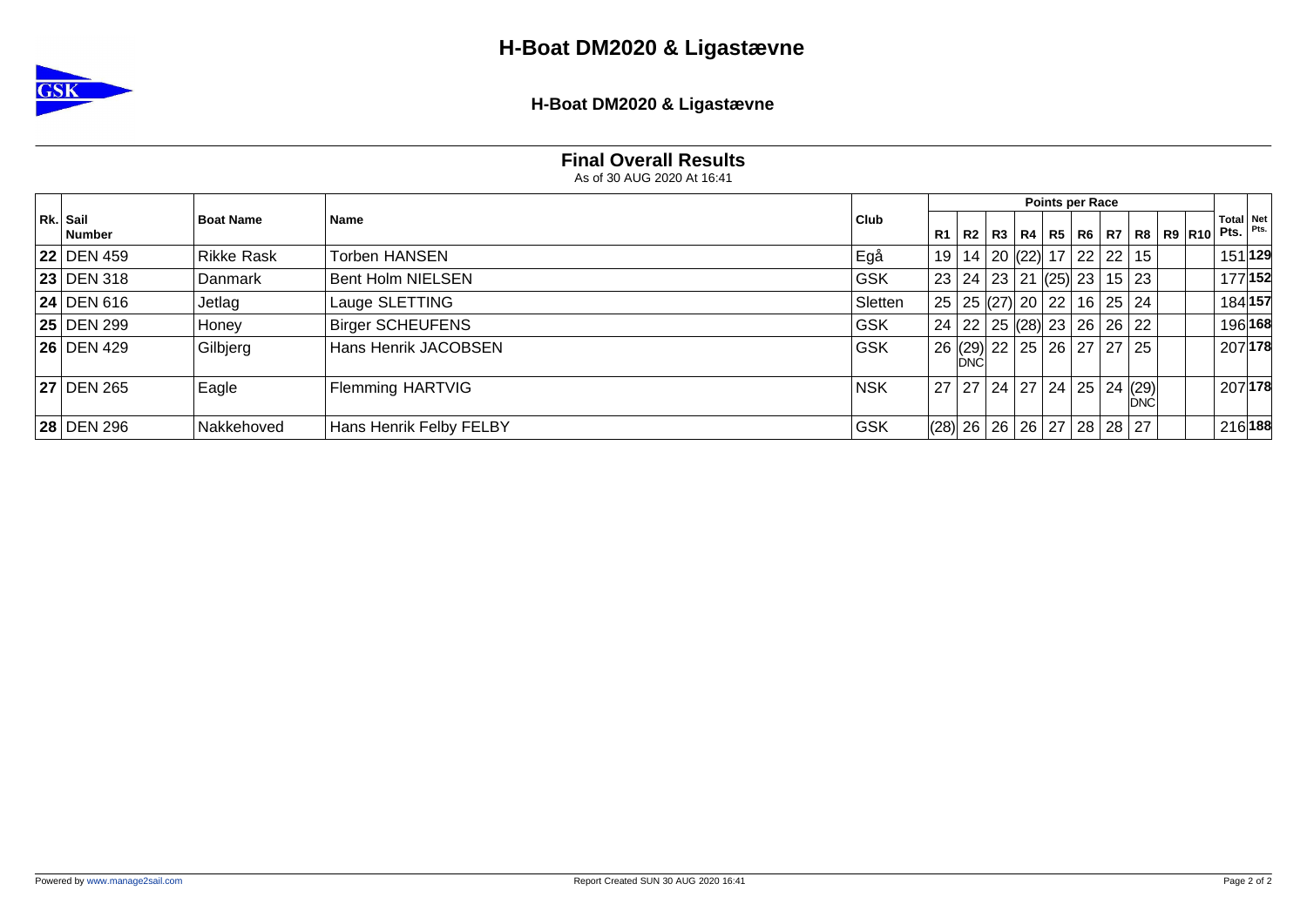# H-Boat DM2020 & Ligastævne

## H-Boat DM2020 & Ligastævne

### Final Overall Results

As of 30 AUG 2020 At 16:41

| Rk. | Sail Number | Boat Name | Name | Club | Points per Race | | | | | | | | | | Total Pts. | Net Pts. |
|---|---|---|---|---|---|---|---|---|---|---|---|---|---|---|---|---|
| | | | | | R1 | R2 | R3 | R4 | R5 | R6 | R7 | R8 | R9 | R10 | | |
| **22** | DEN 459 | Rikke Rask | Torben HANSEN | Egå | 19 | 14 | 20 | (22) | 17 | 22 | 22 | 15 | | | 151 | **129** |
| **23** | DEN 318 | Danmark | Bent Holm NIELSEN | GSK | 23 | 24 | 23 | 21 | (25) | 23 | 15 | 23 | | | 177 | **152** |
| **24** | DEN 616 | Jetlag | Lauge SLETTING | Sletten | 25 | 25 | (27) | 20 | 22 | 16 | 25 | 24 | | | 184 | **157** |
| **25** | DEN 299 | Honey | Birger SCHEUFENS | GSK | 24 | 22 | 25 | (28) | 23 | 26 | 26 | 22 | | | 196 | **168** |
| **26** | DEN 429 | Gilbjerg | Hans Henrik JACOBSEN | GSK | 26 | (29) DNC | 22 | 25 | 26 | 27 | 27 | 25 | | | 207 | **178** |
| **27** | DEN 265 | Eagle | Flemming HARTVIG | NSK | 27 | 27 | 24 | 27 | 24 | 25 | 24 | (29) DNC | | | 207 | **178** |
| **28** | DEN 296 | Nakkehoved | Hans Henrik Felby FELBY | GSK | (28) | 26 | 26 | 26 | 27 | 28 | 28 | 27 | | | 216 | **188** |